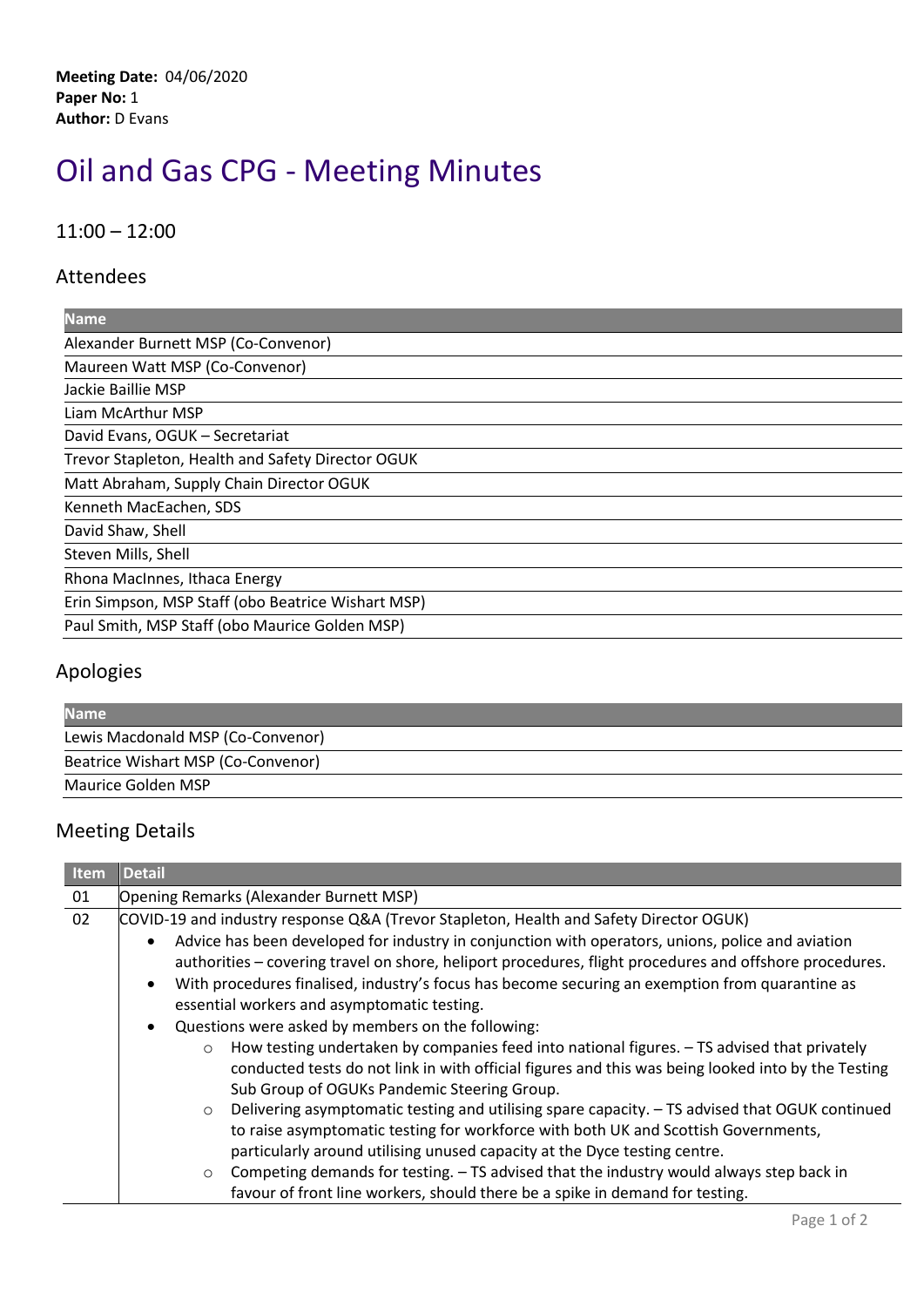**Meeting Date:** 04/06/2020
**Paper No:** 1
**Author:** D Evans

# Oil and Gas CPG - Meeting Minutes

## 11:00 – 12:00

## Attendees

| Name |
| --- |
| Alexander Burnett MSP (Co-Convenor) |
| Maureen Watt MSP (Co-Convenor) |
| Jackie Baillie MSP |
| Liam McArthur MSP |
| David Evans, OGUK – Secretariat |
| Trevor Stapleton, Health and Safety Director OGUK |
| Matt Abraham, Supply Chain Director OGUK |
| Kenneth MacEachen, SDS |
| David Shaw, Shell |
| Steven Mills, Shell |
| Rhona MacInnes, Ithaca Energy |
| Erin Simpson, MSP Staff (obo Beatrice Wishart MSP) |
| Paul Smith, MSP Staff (obo Maurice Golden MSP) |

## Apologies

| Name |
| --- |
| Lewis Macdonald MSP (Co-Convenor) |
| Beatrice Wishart MSP (Co-Convenor) |
| Maurice Golden MSP |

## Meeting Details

| Item | Detail |
| --- | --- |
| 01 | Opening Remarks (Alexander Burnett MSP) |
| 02 | COVID-19 and industry response Q&A (Trevor Stapleton, Health and Safety Director OGUK)<br>• Advice has been developed for industry in conjunction with operators, unions, police and aviation authorities – covering travel on shore, heliport procedures, flight procedures and offshore procedures.<br>• With procedures finalised, industry's focus has become securing an exemption from quarantine as essential workers and asymptomatic testing.<br>• Questions were asked by members on the following:<br>  ○ How testing undertaken by companies feed into national figures. – TS advised that privately conducted tests do not link in with official figures and this was being looked into by the Testing Sub Group of OGUKs Pandemic Steering Group.<br>  ○ Delivering asymptomatic testing and utilising spare capacity. – TS advised that OGUK continued to raise asymptomatic testing for workforce with both UK and Scottish Governments, particularly around utilising unused capacity at the Dyce testing centre.<br>  ○ Competing demands for testing. – TS advised that the industry would always step back in favour of front line workers, should there be a spike in demand for testing. |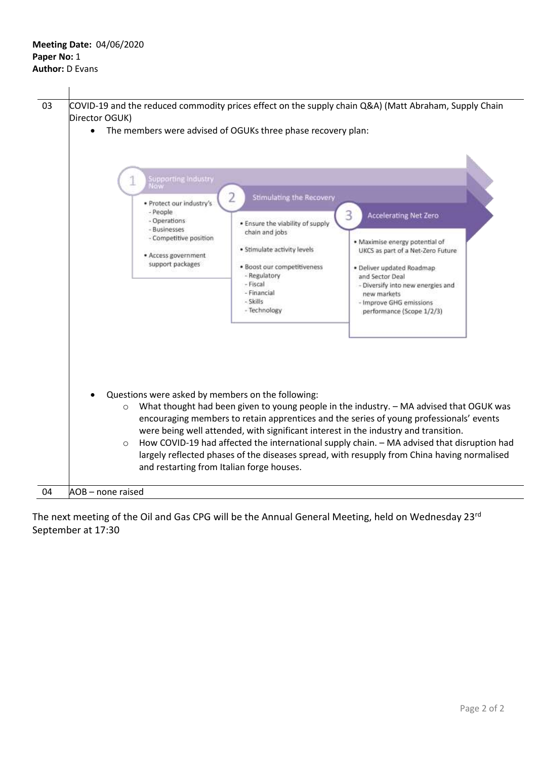**Meeting Date:** 04/06/2020
**Paper No:** 1
**Author:** D Evans

| | |
|---|---|
| 03 | COVID-19 and the reduced commodity prices effect on the supply chain Q&A) (Matt Abraham, Supply Chain Director OGUK) |

- The members were advised of OGUKs three phase recovery plan:

1 Supporting Industry Now
- Protect our industry's
  - People
  - Operations
  - Businesses
  - Competitive position
- Access government support packages

2 Stimulating the Recovery
- Ensure the viability of supply chain and jobs
- Stimulate activity levels
- Boost our competitiveness
  - Regulatory
  - Fiscal
  - Financial
  - Skills
  - Technology

3 Accelerating Net Zero
- Maximise energy potential of UKCS as part of a Net-Zero Future
- Deliver updated Roadmap and Sector Deal
  - Diversify into new energies and new markets
  - Improve GHG emissions performance (Scope 1/2/3)

- Questions were asked by members on the following:
  - What thought had been given to young people in the industry. – MA advised that OGUK was encouraging members to retain apprentices and the series of young professionals' events were being well attended, with significant interest in the industry and transition.
  - How COVID-19 had affected the international supply chain. – MA advised that disruption had largely reflected phases of the diseases spread, with resupply from China having normalised and restarting from Italian forge houses.

| | |
|---|---|
| 04 | AOB – none raised |

The next meeting of the Oil and Gas CPG will be the Annual General Meeting, held on Wednesday 23rd September at 17:30